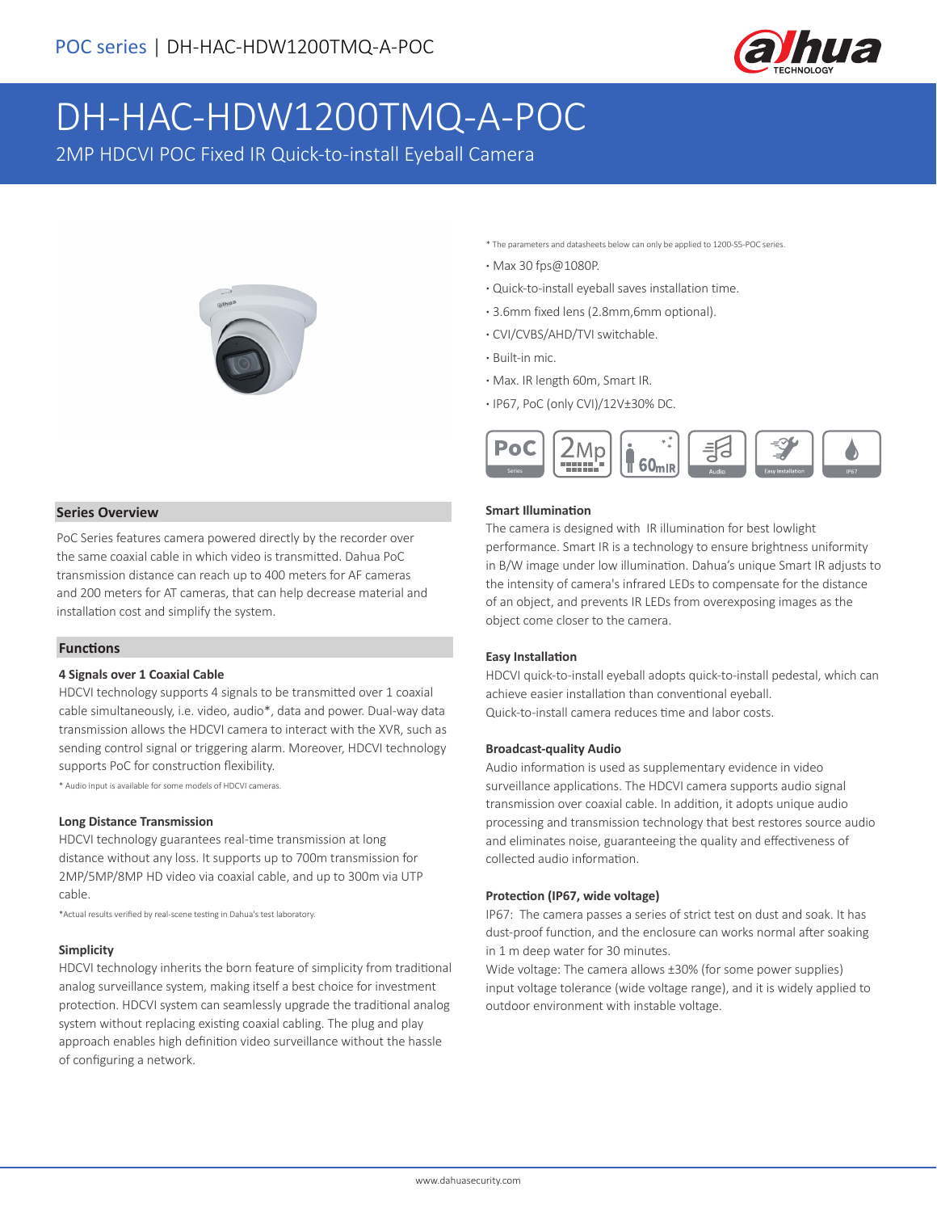# DH-HAC-HDW1200TMQ-A-POC

2MP HDCVI POC Fixed IR Quick-to-install Eyeball Camera

* The parameters and datasheets below can only be applied to 1200-SS-POC series.

- Max 30 fps@1080P.
- Quick-to-install eyeball saves installation time.
- 3.6mm fixed lens (2.8mm,6mm optional).
- CVI/CVBS/AHD/TVI switchable.
- Built-in mic.
- Max. IR length 60m, Smart IR.
- IP67, PoC (only CVI)/12V±30% DC.

## Series Overview

PoC Series features camera powered directly by the recorder over the same coaxial cable in which video is transmitted. Dahua PoC transmission distance can reach up to 400 meters for AF cameras and 200 meters for AT cameras, that can help decrease material and installation cost and simplify the system.

## Functions

### 4 Signals over 1 Coaxial Cable

HDCVI technology supports 4 signals to be transmitted over 1 coaxial cable simultaneously, i.e. video, audio*, data and power. Dual-way data transmission allows the HDCVI camera to interact with the XVR, such as sending control signal or triggering alarm. Moreover, HDCVI technology supports PoC for construction flexibility.

* Audio input is available for some models of HDCVI cameras.

### Long Distance Transmission

HDCVI technology guarantees real-time transmission at long distance without any loss. It supports up to 700m transmission for 2MP/5MP/8MP HD video via coaxial cable, and up to 300m via UTP cable.

*Actual results verified by real-scene testing in Dahua's test laboratory.

### Simplicity

HDCVI technology inherits the born feature of simplicity from traditional analog surveillance system, making itself a best choice for investment protection. HDCVI system can seamlessly upgrade the traditional analog system without replacing existing coaxial cabling. The plug and play approach enables high definition video surveillance without the hassle of configuring a network.

### Smart Illumination

The camera is designed with IR illumination for best lowlight performance. Smart IR is a technology to ensure brightness uniformity in B/W image under low illumination. Dahua's unique Smart IR adjusts to the intensity of camera's infrared LEDs to compensate for the distance of an object, and prevents IR LEDs from overexposing images as the object come closer to the camera.

### Easy Installation

HDCVI quick-to-install eyeball adopts quick-to-install pedestal, which can achieve easier installation than conventional eyeball.
Quick-to-install camera reduces time and labor costs.

### Broadcast-quality Audio

Audio information is used as supplementary evidence in video surveillance applications. The HDCVI camera supports audio signal transmission over coaxial cable. In addition, it adopts unique audio processing and transmission technology that best restores source audio and eliminates noise, guaranteeing the quality and effectiveness of collected audio information.

### Protection (IP67, wide voltage)

IP67: The camera passes a series of strict test on dust and soak. It has dust-proof function, and the enclosure can works normal after soaking in 1 m deep water for 30 minutes.
Wide voltage: The camera allows ±30% (for some power supplies) input voltage tolerance (wide voltage range), and it is widely applied to outdoor environment with instable voltage.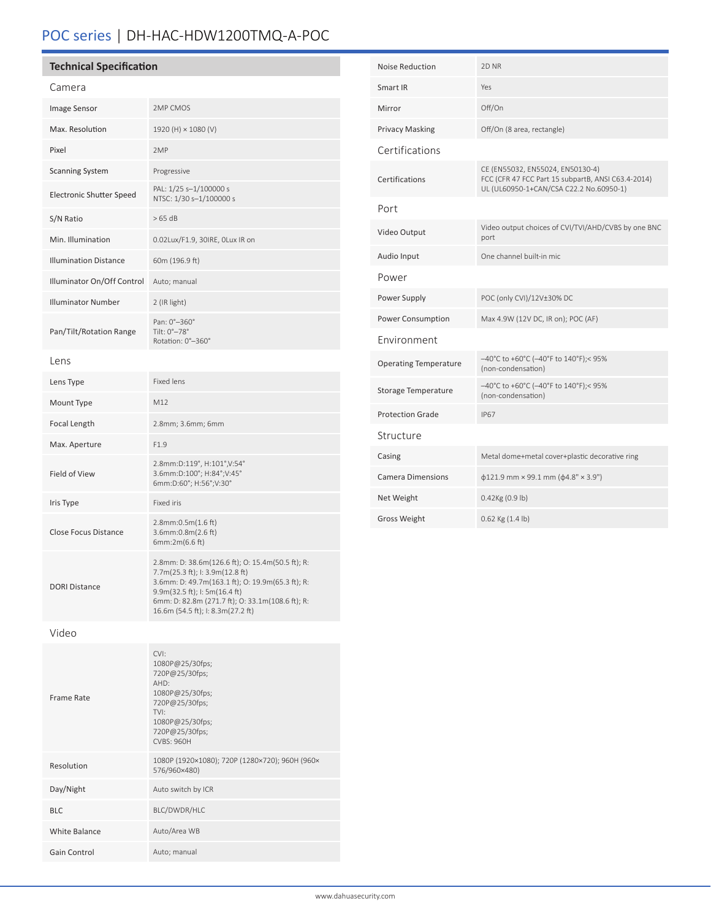# POC series | DH-HAC-HDW1200TMQ-A-POC

## Technical Specification

### Camera

| | |
|---|---|
| Image Sensor | 2MP CMOS |
| Max. Resolution | 1920 (H) × 1080 (V) |
| Pixel | 2MP |
| Scanning System | Progressive |
| Electronic Shutter Speed | PAL: 1/25 s–1/100000 s<br>NTSC: 1/30 s–1/100000 s |
| S/N Ratio | > 65 dB |
| Min. Illumination | 0.02Lux/F1.9, 30IRE, 0Lux IR on |
| Illumination Distance | 60m (196.9 ft) |
| Illuminator On/Off Control | Auto; manual |
| Illuminator Number | 2 (IR light) |
| Pan/Tilt/Rotation Range | Pan: 0°–360°<br>Tilt: 0°–78°<br>Rotation: 0°–360° |

### Lens

| | |
|---|---|
| Lens Type | Fixed lens |
| Mount Type | M12 |
| Focal Length | 2.8mm; 3.6mm; 6mm |
| Max. Aperture | F1.9 |
| Field of View | 2.8mm:D:119°, H:101°,V:54°<br>3.6mm:D:100°; H:84°;V:45°<br>6mm:D:60°; H:56°;V:30° |
| Iris Type | Fixed iris |
| Close Focus Distance | 2.8mm:0.5m(1.6 ft)<br>3.6mm:0.8m(2.6 ft)<br>6mm:2m(6.6 ft) |
| DORI Distance | 2.8mm: D: 38.6m(126.6 ft); O: 15.4m(50.5 ft); R: 7.7m(25.3 ft); I: 3.9m(12.8 ft)<br>3.6mm: D: 49.7m(163.1 ft); O: 19.9m(65.3 ft); R: 9.9m(32.5 ft); I: 5m(16.4 ft)<br>6mm: D: 82.8m (271.7 ft); O: 33.1m(108.6 ft); R: 16.6m (54.5 ft); I: 8.3m(27.2 ft) |

### Video

| | |
|---|---|
| Frame Rate | CVI:<br>1080P@25/30fps;<br>720P@25/30fps;<br>AHD:<br>1080P@25/30fps;<br>720P@25/30fps;<br>TVI:<br>1080P@25/30fps;<br>720P@25/30fps;<br>CVBS: 960H |
| Resolution | 1080P (1920×1080); 720P (1280×720); 960H (960×576/960×480) |
| Day/Night | Auto switch by ICR |
| BLC | BLC/DWDR/HLC |
| White Balance | Auto/Area WB |
| Gain Control | Auto; manual |
| Noise Reduction | 2D NR |
| Smart IR | Yes |
| Mirror | Off/On |
| Privacy Masking | Off/On (8 area, rectangle) |

### Certifications

| | |
|---|---|
| Certifications | CE (EN55032, EN55024, EN50130-4)<br>FCC (CFR 47 FCC Part 15 subpartB, ANSI C63.4-2014)<br>UL (UL60950-1+CAN/CSA C22.2 No.60950-1) |

### Port

| | |
|---|---|
| Video Output | Video output choices of CVI/TVI/AHD/CVBS by one BNC port |
| Audio Input | One channel built-in mic |

### Power

| | |
|---|---|
| Power Supply | POC (only CVI)/12V±30% DC |
| Power Consumption | Max 4.9W (12V DC, IR on); POC (AF) |

### Environment

| | |
|---|---|
| Operating Temperature | –40°C to +60°C (–40°F to 140°F);< 95% (non-condensation) |
| Storage Temperature | –40°C to +60°C (–40°F to 140°F);< 95% (non-condensation) |
| Protection Grade | IP67 |

### Structure

| | |
|---|---|
| Casing | Metal dome+metal cover+plastic decorative ring |
| Camera Dimensions | ϕ121.9 mm × 99.1 mm (ϕ4.8" × 3.9") |
| Net Weight | 0.42Kg (0.9 lb) |
| Gross Weight | 0.62 Kg (1.4 lb) |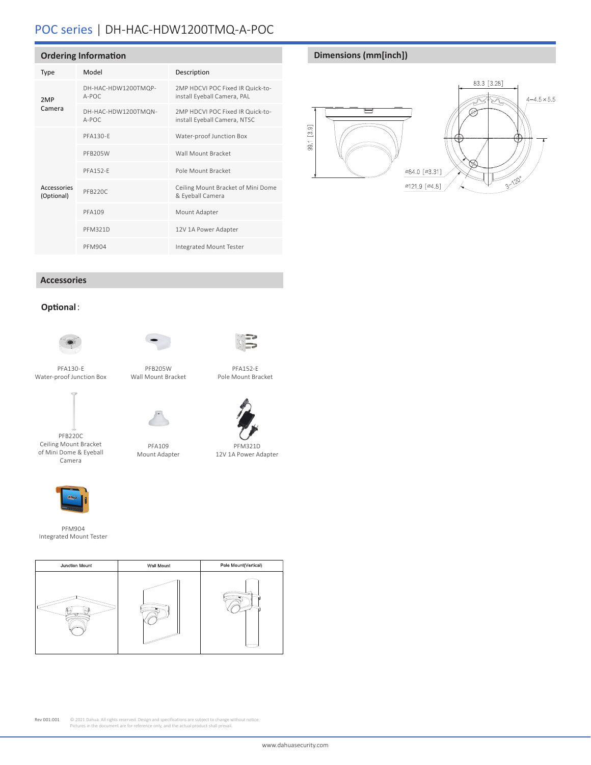## Ordering Information

| Type | Model | Description |
|---|---|---|
| 2MP Camera | DH-HAC-HDW1200TMQP-A-POC | 2MP HDCVI POC Fixed IR Quick-to-install Eyeball Camera, PAL |
| | DH-HAC-HDW1200TMQN-A-POC | 2MP HDCVI POC Fixed IR Quick-to-install Eyeball Camera, NTSC |
| Accessories (Optional) | PFA130-E | Water-proof Junction Box |
| | PFB205W | Wall Mount Bracket |
| | PFA152-E | Pole Mount Bracket |
| | PFB220C | Ceiling Mount Bracket of Mini Dome & Eyeball Camera |
| | PFA109 | Mount Adapter |
| | PFM321D | 12V 1A Power Adapter |
| | PFM904 | Integrated Mount Tester |

## Dimensions (mm[inch])

83.3 [3.28]
4–4.5×5.5
99.1 [3.9]
ø84.0 [ø3.31]
ø121.9 [ø4.8]
3–120°

## Accessories

**Optional**:

PFA130-E
Water-proof Junction Box

PFB205W
Wall Mount Bracket

PFA152-E
Pole Mount Bracket

PFB220C
Ceiling Mount Bracket of Mini Dome & Eyeball Camera

PFA109
Mount Adapter

PFM321D
12V 1A Power Adapter

PFM904
Integrated Mount Tester

| Junction Mount | Wall Mount | Pole Mount(Vertical) |
|---|---|---|
| | | |

Rev 001.001 © 2021 Dahua. All rights reserved. Design and specifications are subject to change without notice. Pictures in the document are for reference only, and the actual product shall prevail.